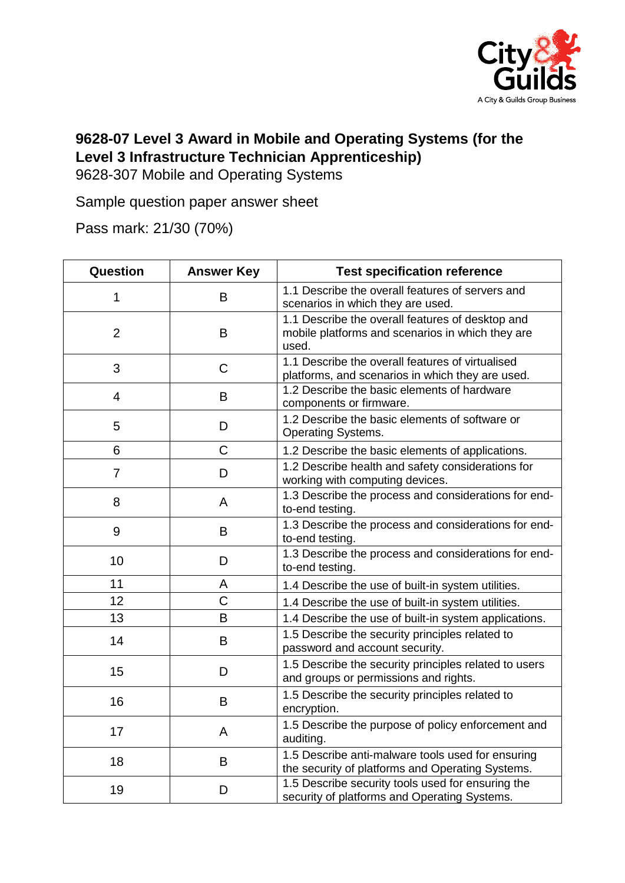# 9628-07 Level 3 Award in Mobile and Operating Systems (for the Level 3 Infrastructure Technician Apprenticeship)

9628-307 Mobile and Operating Systems

Sample question paper answer sheet

Pass mark: 21/30 (70%)

| Question | Answer Key | Test specification reference |
|---|---|---|
| 1 | B | 1.1 Describe the overall features of servers and scenarios in which they are used. |
| 2 | B | 1.1 Describe the overall features of desktop and mobile platforms and scenarios in which they are used. |
| 3 | C | 1.1 Describe the overall features of virtualised platforms, and scenarios in which they are used. |
| 4 | B | 1.2 Describe the basic elements of hardware components or firmware. |
| 5 | D | 1.2 Describe the basic elements of software or Operating Systems. |
| 6 | C | 1.2 Describe the basic elements of applications. |
| 7 | D | 1.2 Describe health and safety considerations for working with computing devices. |
| 8 | A | 1.3 Describe the process and considerations for end-to-end testing. |
| 9 | B | 1.3 Describe the process and considerations for end-to-end testing. |
| 10 | D | 1.3 Describe the process and considerations for end-to-end testing. |
| 11 | A | 1.4 Describe the use of built-in system utilities. |
| 12 | C | 1.4 Describe the use of built-in system utilities. |
| 13 | B | 1.4 Describe the use of built-in system applications. |
| 14 | B | 1.5 Describe the security principles related to password and account security. |
| 15 | D | 1.5 Describe the security principles related to users and groups or permissions and rights. |
| 16 | B | 1.5 Describe the security principles related to encryption. |
| 17 | A | 1.5 Describe the purpose of policy enforcement and auditing. |
| 18 | B | 1.5 Describe anti-malware tools used for ensuring the security of platforms and Operating Systems. |
| 19 | D | 1.5 Describe security tools used for ensuring the security of platforms and Operating Systems. |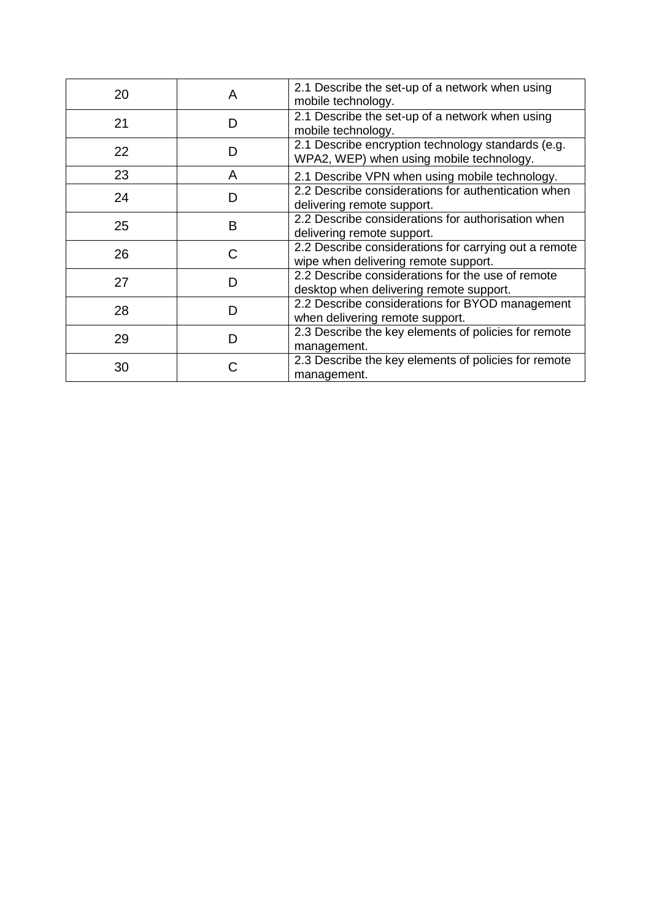| | | |
|---|---|---|
| 20 | A | 2.1 Describe the set-up of a network when using mobile technology. |
| 21 | D | 2.1 Describe the set-up of a network when using mobile technology. |
| 22 | D | 2.1 Describe encryption technology standards (e.g. WPA2, WEP) when using mobile technology. |
| 23 | A | 2.1 Describe VPN when using mobile technology. |
| 24 | D | 2.2 Describe considerations for authentication when delivering remote support. |
| 25 | B | 2.2 Describe considerations for authorisation when delivering remote support. |
| 26 | C | 2.2 Describe considerations for carrying out a remote wipe when delivering remote support. |
| 27 | D | 2.2 Describe considerations for the use of remote desktop when delivering remote support. |
| 28 | D | 2.2 Describe considerations for BYOD management when delivering remote support. |
| 29 | D | 2.3 Describe the key elements of policies for remote management. |
| 30 | C | 2.3 Describe the key elements of policies for remote management. |